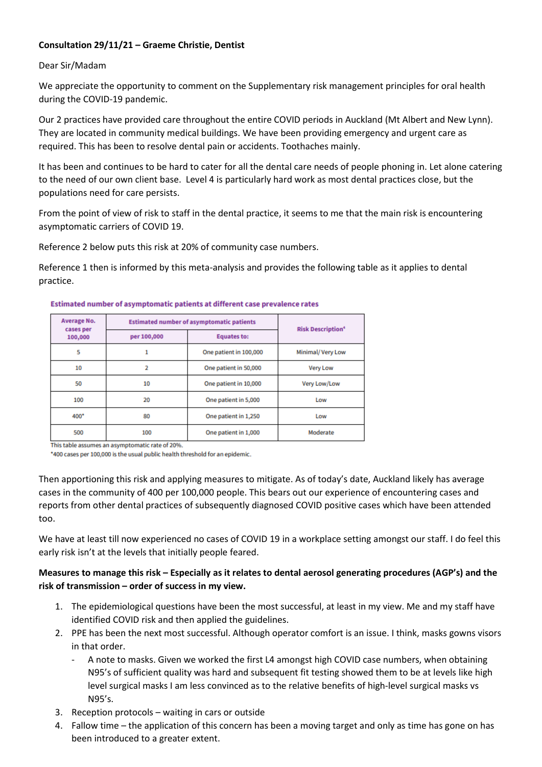**Consultation 29/11/21 – Graeme Christie, Dentist**

Dear Sir/Madam

We appreciate the opportunity to comment on the Supplementary risk management principles for oral health during the COVID-19 pandemic.

Our 2 practices have provided care throughout the entire COVID periods in Auckland (Mt Albert and New Lynn). They are located in community medical buildings. We have been providing emergency and urgent care as required. This has been to resolve dental pain or accidents. Toothaches mainly.

It has been and continues to be hard to cater for all the dental care needs of people phoning in. Let alone catering to the need of our own client base. Level 4 is particularly hard work as most dental practices close, but the populations need for care persists.

From the point of view of risk to staff in the dental practice, it seems to me that the main risk is encountering asymptomatic carriers of COVID 19.

Reference 2 below puts this risk at 20% of community case numbers.

Reference 1 then is informed by this meta-analysis and provides the following table as it applies to dental practice.

**Estimated number of asymptomatic patients at different case prevalence rates**

| Average No. cases per 100,000 | Estimated number of asymptomatic patients | | Risk Description[a] |
|---|---|---|---|
| | per 100,000 | Equates to: | |
| 5 | 1 | One patient in 100,000 | Minimal/ Very Low |
| 10 | 2 | One patient in 50,000 | Very Low |
| 50 | 10 | One patient in 10,000 | Very Low/Low |
| 100 | 20 | One patient in 5,000 | Low |
| 400* | 80 | One patient in 1,250 | Low |
| 500 | 100 | One patient in 1,000 | Moderate |

This table assumes an asymptomatic rate of 20%.
*400 cases per 100,000 is the usual public health threshold for an epidemic.

Then apportioning this risk and applying measures to mitigate. As of today's date, Auckland likely has average cases in the community of 400 per 100,000 people. This bears out our experience of encountering cases and reports from other dental practices of subsequently diagnosed COVID positive cases which have been attended too.

We have at least till now experienced no cases of COVID 19 in a workplace setting amongst our staff. I do feel this early risk isn't at the levels that initially people feared.

**Measures to manage this risk – Especially as it relates to dental aerosol generating procedures (AGP's) and the risk of transmission – order of success in my view.**

1. The epidemiological questions have been the most successful, at least in my view. Me and my staff have identified COVID risk and then applied the guidelines.
2. PPE has been the next most successful. Although operator comfort is an issue. I think, masks gowns visors in that order.
   - A note to masks. Given we worked the first L4 amongst high COVID case numbers, when obtaining N95's of sufficient quality was hard and subsequent fit testing showed them to be at levels like high level surgical masks I am less convinced as to the relative benefits of high-level surgical masks vs N95's.
3. Reception protocols – waiting in cars or outside
4. Fallow time – the application of this concern has been a moving target and only as time has gone on has been introduced to a greater extent.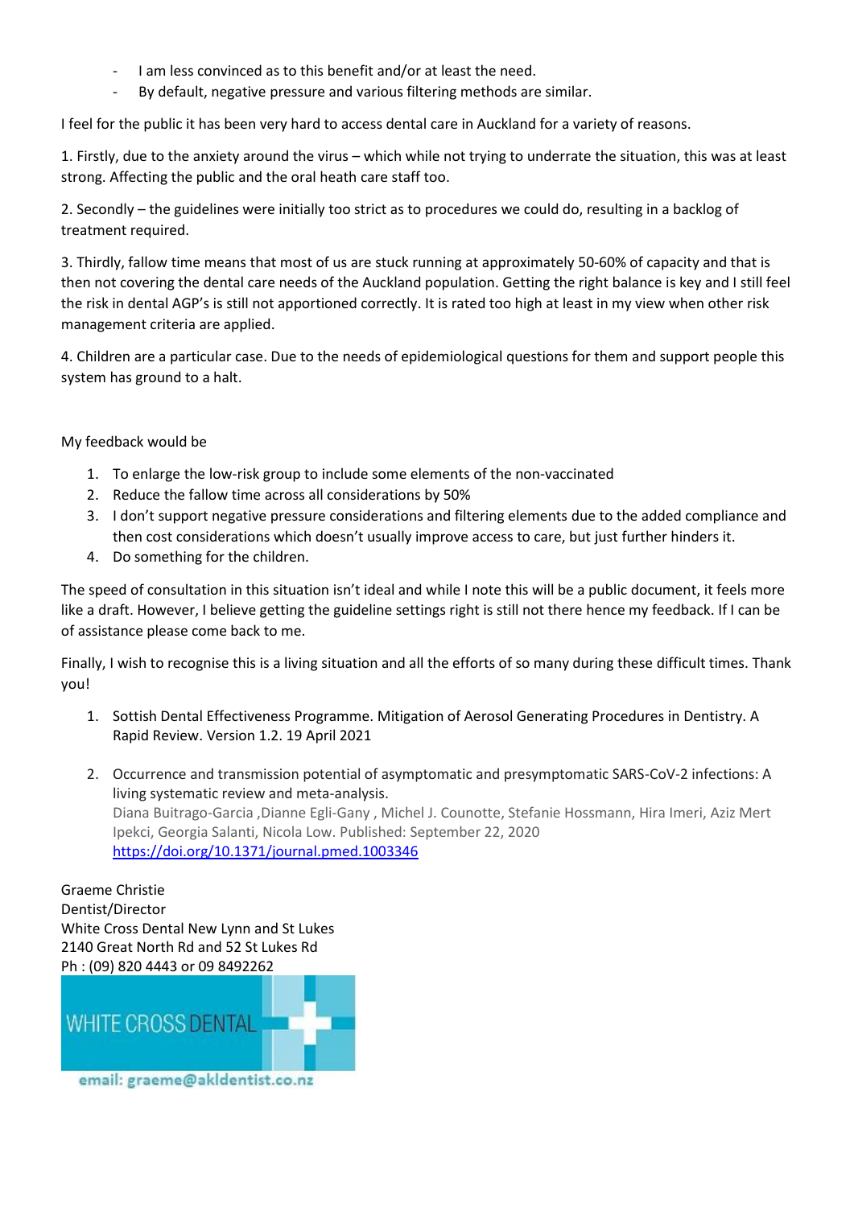- I am less convinced as to this benefit and/or at least the need.
- By default, negative pressure and various filtering methods are similar.

I feel for the public it has been very hard to access dental care in Auckland for a variety of reasons.

1. Firstly, due to the anxiety around the virus – which while not trying to underrate the situation, this was at least strong. Affecting the public and the oral heath care staff too.

2. Secondly – the guidelines were initially too strict as to procedures we could do, resulting in a backlog of treatment required.

3. Thirdly, fallow time means that most of us are stuck running at approximately 50-60% of capacity and that is then not covering the dental care needs of the Auckland population. Getting the right balance is key and I still feel the risk in dental AGP's is still not apportioned correctly. It is rated too high at least in my view when other risk management criteria are applied.

4. Children are a particular case. Due to the needs of epidemiological questions for them and support people this system has ground to a halt.

My feedback would be

1. To enlarge the low-risk group to include some elements of the non-vaccinated
2. Reduce the fallow time across all considerations by 50%
3. I don't support negative pressure considerations and filtering elements due to the added compliance and then cost considerations which doesn't usually improve access to care, but just further hinders it.
4. Do something for the children.

The speed of consultation in this situation isn't ideal and while I note this will be a public document, it feels more like a draft. However, I believe getting the guideline settings right is still not there hence my feedback. If I can be of assistance please come back to me.

Finally, I wish to recognise this is a living situation and all the efforts of so many during these difficult times. Thank you!

1. Sottish Dental Effectiveness Programme. Mitigation of Aerosol Generating Procedures in Dentistry. A Rapid Review. Version 1.2. 19 April 2021

2. Occurrence and transmission potential of asymptomatic and presymptomatic SARS-CoV-2 infections: A living systematic review and meta-analysis.
   Diana Buitrago-Garcia ,Dianne Egli-Gany , Michel J. Counotte, Stefanie Hossmann, Hira Imeri, Aziz Mert Ipekci, Georgia Salanti, Nicola Low. Published: September 22, 2020
   https://doi.org/10.1371/journal.pmed.1003346

Graeme Christie
Dentist/Director
White Cross Dental New Lynn and St Lukes
2140 Great North Rd and 52 St Lukes Rd
Ph : (09) 820 4443 or 09 8492262

WHITE CROSS DENTAL

email: graeme@akldentist.co.nz